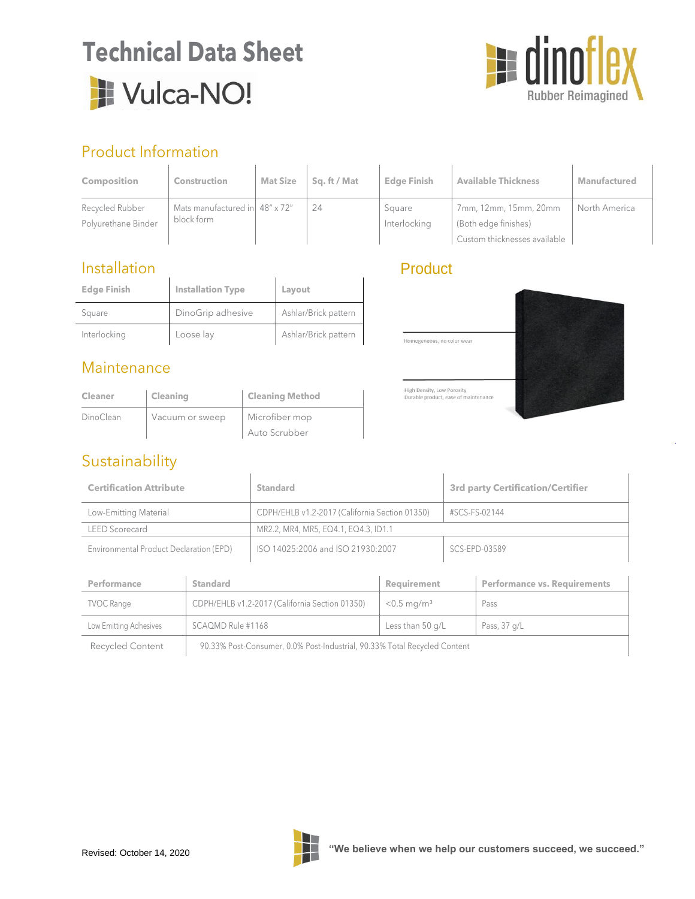# Technical Data Sheet

## Vulca-NO!

dinoflex
Rubber Reimagined

## Product Information

| Composition | Construction | Mat Size | Sq. ft / Mat | Edge Finish | Available Thickness | Manufactured |
|---|---|---|---|---|---|---|
| Recycled Rubber Polyurethane Binder | Mats manufactured in block form | 48" x 72" | 24 | Square Interlocking | 7mm, 12mm, 15mm, 20mm (Both edge finishes) Custom thicknesses available | North America |

## Installation

| Edge Finish | Installation Type | Layout |
|---|---|---|
| Square | DinoGrip adhesive | Ashlar/Brick pattern |
| Interlocking | Loose lay | Ashlar/Brick pattern |

## Product

Homogeneous, no color wear

High Density, Low Porosity
Durable product, ease of maintenance

## Maintenance

| Cleaner | Cleaning | Cleaning Method |
|---|---|---|
| DinoClean | Vacuum or sweep | Microfiber mop Auto Scrubber |

## Sustainability

| Certification Attribute | Standard | 3rd party Certification/Certifier |
|---|---|---|
| Low-Emitting Material | CDPH/EHLB v1.2-2017 (California Section 01350) | #SCS-FS-02144 |
| LEED Scorecard | MR2.2, MR4, MR5, EQ4.1, EQ4.3, ID1.1 | |
| Environmental Product Declaration (EPD) | ISO 14025:2006 and ISO 21930:2007 | SCS-EPD-03589 |

| Performance | Standard | Requirement | Performance vs. Requirements |
|---|---|---|---|
| TVOC Range | CDPH/EHLB v1.2-2017 (California Section 01350) | <0.5 mg/m³ | Pass |
| Low Emitting Adhesives | SCAQMD Rule #1168 | Less than 50 g/L | Pass, 37 g/L |
| Recycled Content | 90.33% Post-Consumer, 0.0% Post-Industrial, 90.33% Total Recycled Content | | |

Revised: October 14, 2020

**"We believe when we help our customers succeed, we succeed."**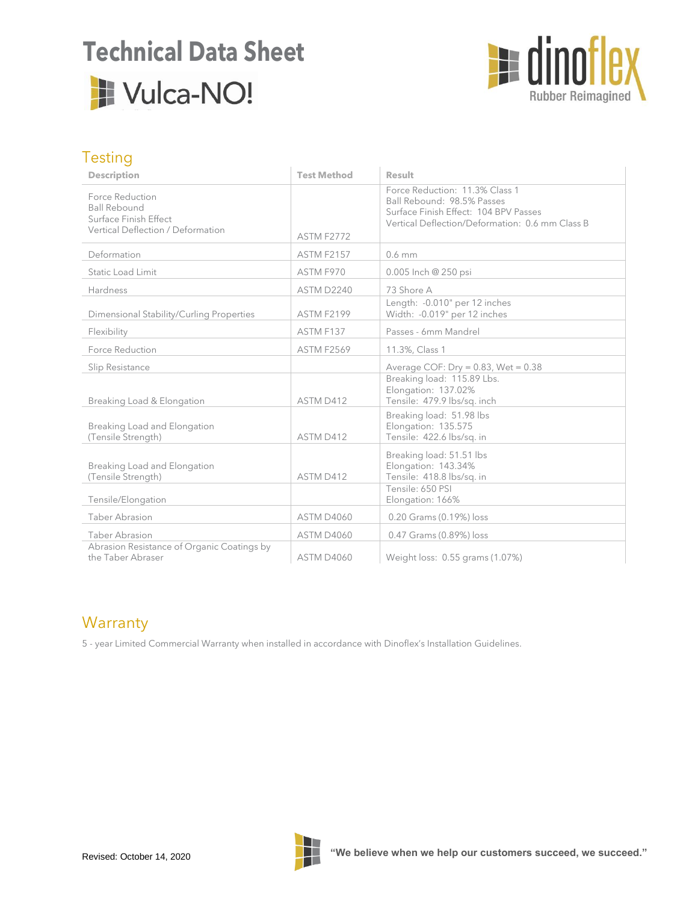# Technical Data Sheet

## Vulca-NO!

## Testing

| Description | Test Method | Result |
| --- | --- | --- |
| Force Reduction<br>Ball Rebound<br>Surface Finish Effect<br>Vertical Deflection / Deformation | ASTM F2772 | Force Reduction: 11.3% Class 1<br>Ball Rebound: 98.5% Passes<br>Surface Finish Effect: 104 BPV Passes<br>Vertical Deflection/Deformation: 0.6 mm Class B |
| Deformation | ASTM F2157 | 0.6 mm |
| Static Load Limit | ASTM F970 | 0.005 Inch @ 250 psi |
| Hardness | ASTM D2240 | 73 Shore A |
| Dimensional Stability/Curling Properties | ASTM F2199 | Length: -0.010" per 12 inches<br>Width: -0.019" per 12 inches |
| Flexibility | ASTM F137 | Passes - 6mm Mandrel |
| Force Reduction | ASTM F2569 | 11.3%, Class 1 |
| Slip Resistance | | Average COF: Dry = 0.83, Wet = 0.38 |
| Breaking Load & Elongation | ASTM D412 | Breaking load: 115.89 Lbs.<br>Elongation: 137.02%<br>Tensile: 479.9 lbs/sq. inch |
| Breaking Load and Elongation (Tensile Strength) | ASTM D412 | Breaking load: 51.98 lbs<br>Elongation: 135.575<br>Tensile: 422.6 lbs/sq. in |
| Breaking Load and Elongation (Tensile Strength) | ASTM D412 | Breaking load: 51.51 lbs<br>Elongation: 143.34%<br>Tensile: 418.8 lbs/sq. in |
| Tensile/Elongation | | Tensile: 650 PSI<br>Elongation: 166% |
| Taber Abrasion | ASTM D4060 | 0.20 Grams (0.19%) loss |
| Taber Abrasion | ASTM D4060 | 0.47 Grams (0.89%) loss |
| Abrasion Resistance of Organic Coatings by the Taber Abraser | ASTM D4060 | Weight loss: 0.55 grams (1.07%) |

## Warranty

5 - year Limited Commercial Warranty when installed in accordance with Dinoflex's Installation Guidelines.

Revised: October 14, 2020

**"We believe when we help our customers succeed, we succeed."**